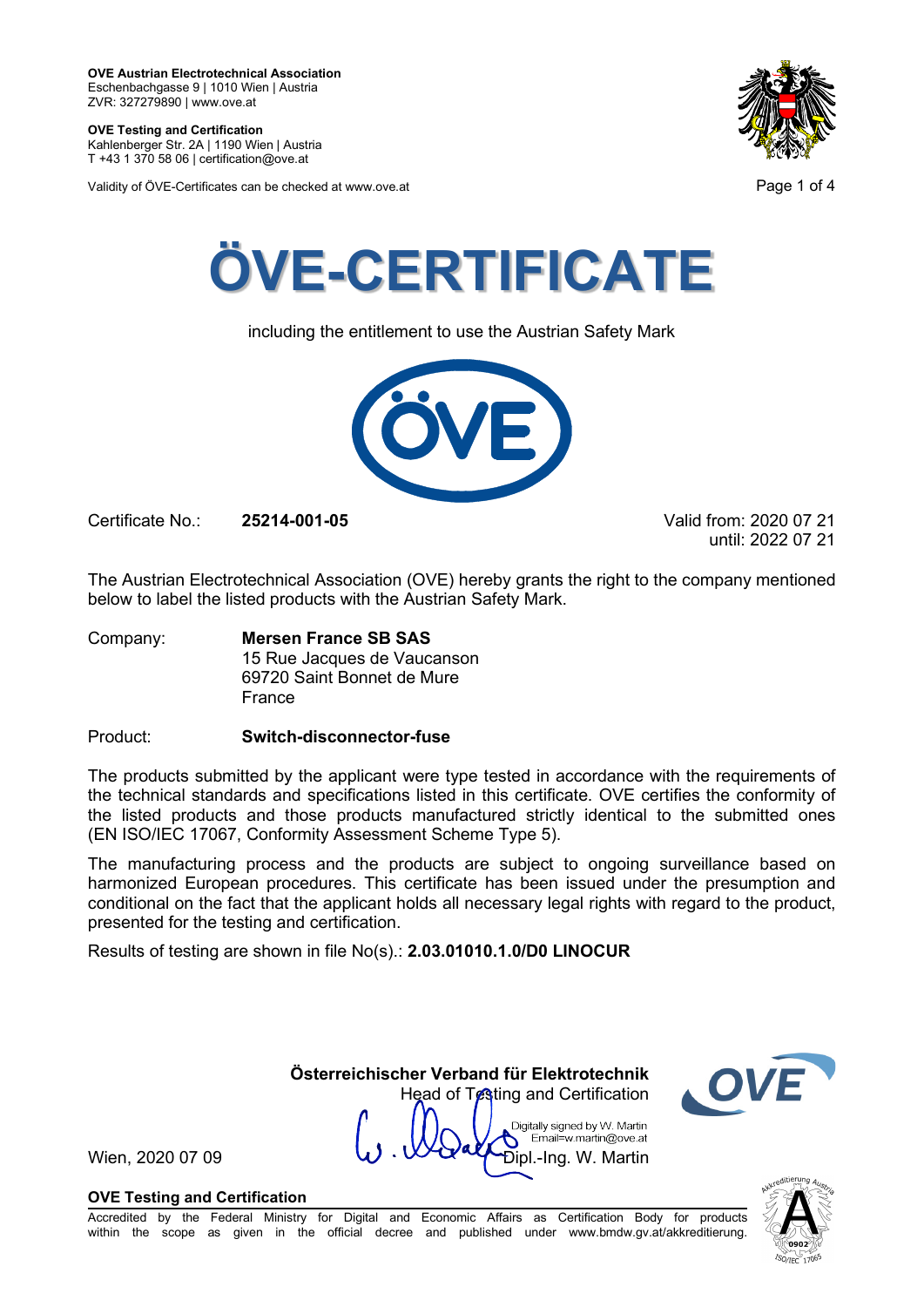**OVE Austrian Electrotechnical Association**
Eschenbachgasse 9 | 1010 Wien | Austria
ZVR: 327279890 | www.ove.at

**OVE Testing and Certification**
Kahlenberger Str. 2A | 1190 Wien | Austria
T +43 1 370 58 06 | certification@ove.at

Validity of ÖVE-Certificates can be checked at www.ove.at

# ÖVE-CERTIFICATE

including the entitlement to use the Austrian Safety Mark

Certificate No.: **25214-001-05**

Valid from: 2020 07 21
until: 2022 07 21

The Austrian Electrotechnical Association (OVE) hereby grants the right to the company mentioned below to label the listed products with the Austrian Safety Mark.

Company: **Mersen France SB SAS**
15 Rue Jacques de Vaucanson
69720 Saint Bonnet de Mure
France

Product: **Switch-disconnector-fuse**

The products submitted by the applicant were type tested in accordance with the requirements of the technical standards and specifications listed in this certificate. OVE certifies the conformity of the listed products and those products manufactured strictly identical to the submitted ones (EN ISO/IEC 17067, Conformity Assessment Scheme Type 5).

The manufacturing process and the products are subject to ongoing surveillance based on harmonized European procedures. This certificate has been issued under the presumption and conditional on the fact that the applicant holds all necessary legal rights with regard to the product, presented for the testing and certification.

Results of testing are shown in file No(s).: **2.03.01010.1.0/D0 LINOCUR**

**Österreichischer Verband für Elektrotechnik**
Head of Testing and Certification

Digitally signed by W. Martin
Email=w.martin@ove.at
Dipl.-Ing. W. Martin

Wien, 2020 07 09

**OVE Testing and Certification**
Accredited by the Federal Ministry for Digital and Economic Affairs as Certification Body for products within the scope as given in the official decree and published under www.bmdw.gv.at/akkreditierung.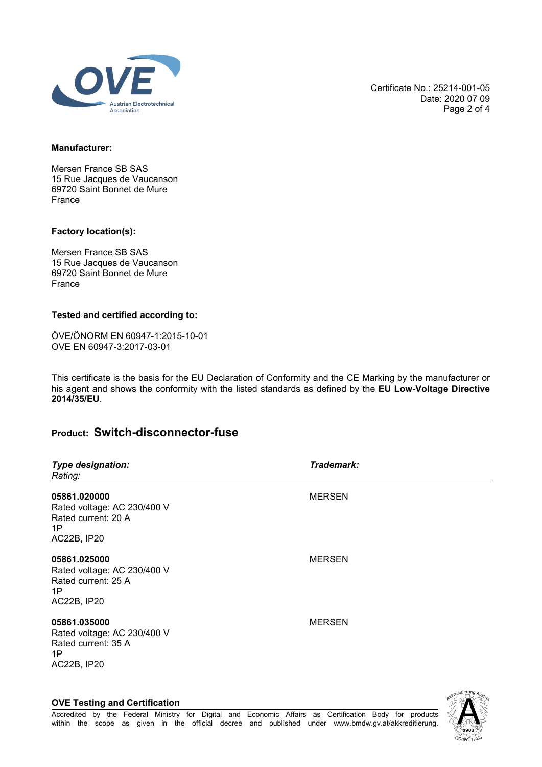Certificate No.: 25214-001-05
Date: 2020 07 09

**Manufacturer:**

Mersen France SB SAS
15 Rue Jacques de Vaucanson
69720 Saint Bonnet de Mure
France

**Factory location(s):**

Mersen France SB SAS
15 Rue Jacques de Vaucanson
69720 Saint Bonnet de Mure
France

**Tested and certified according to:**

ÖVE/ÖNORM EN 60947-1:2015-10-01
OVE EN 60947-3:2017-03-01

This certificate is the basis for the EU Declaration of Conformity and the CE Marking by the manufacturer or his agent and shows the conformity with the listed standards as defined by the **EU Low-Voltage Directive 2014/35/EU**.

## Product: Switch-disconnector-fuse

| ***Type designation:*** *Rating:* | ***Trademark:*** |
|---|---|
| **05861.020000** Rated voltage: AC 230/400 V Rated current: 20 A 1P AC22B, IP20 | MERSEN |
| **05861.025000** Rated voltage: AC 230/400 V Rated current: 25 A 1P AC22B, IP20 | MERSEN |
| **05861.035000** Rated voltage: AC 230/400 V Rated current: 35 A 1P AC22B, IP20 | MERSEN |

**OVE Testing and Certification**

Accredited by the Federal Ministry for Digital and Economic Affairs as Certification Body for products within the scope as given in the official decree and published under www.bmdw.gv.at/akkreditierung.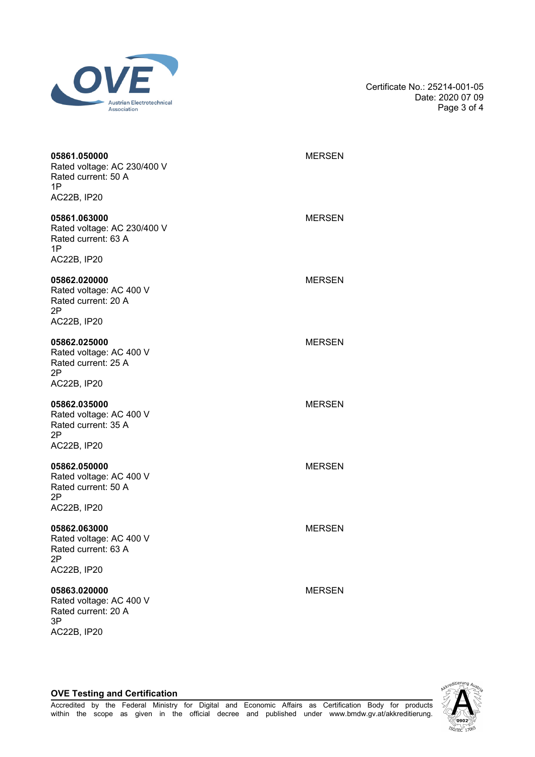Certificate No.: 25214-001-05
Date: 2020 07 09

**05861.050000** MERSEN
Rated voltage: AC 230/400 V
Rated current: 50 A
1P
AC22B, IP20

**05861.063000** MERSEN
Rated voltage: AC 230/400 V
Rated current: 63 A
1P
AC22B, IP20

**05862.020000** MERSEN
Rated voltage: AC 400 V
Rated current: 20 A
2P
AC22B, IP20

**05862.025000** MERSEN
Rated voltage: AC 400 V
Rated current: 25 A
2P
AC22B, IP20

**05862.035000** MERSEN
Rated voltage: AC 400 V
Rated current: 35 A
2P
AC22B, IP20

**05862.050000** MERSEN
Rated voltage: AC 400 V
Rated current: 50 A
2P
AC22B, IP20

**05862.063000** MERSEN
Rated voltage: AC 400 V
Rated current: 63 A
2P
AC22B, IP20

**05863.020000** MERSEN
Rated voltage: AC 400 V
Rated current: 20 A
3P
AC22B, IP20

**OVE Testing and Certification**
Accredited by the Federal Ministry for Digital and Economic Affairs as Certification Body for products within the scope as given in the official decree and published under www.bmdw.gv.at/akkreditierung.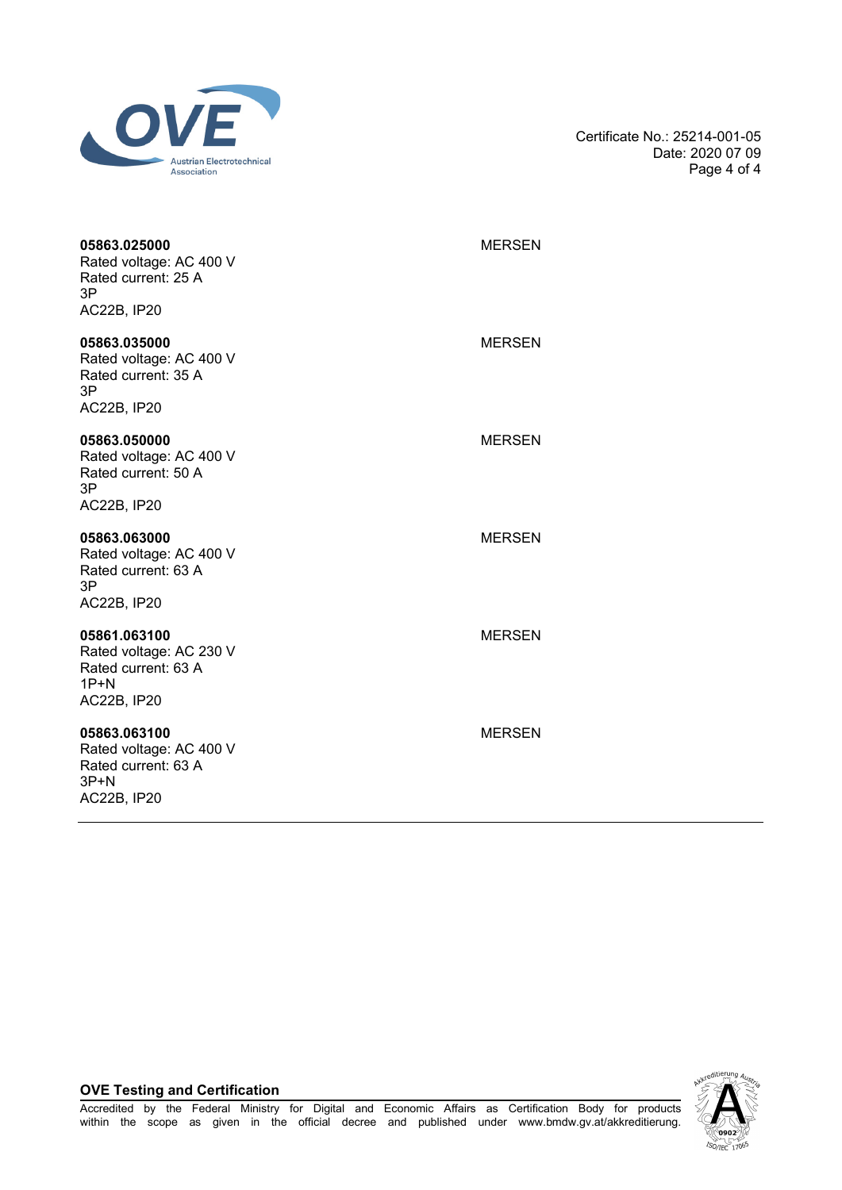Certificate No.: 25214-001-05
Date: 2020 07 09

| | |
|---|---|
| **05863.025000**<br>Rated voltage: AC 400 V<br>Rated current: 25 A<br>3P<br>AC22B, IP20 | MERSEN |
| **05863.035000**<br>Rated voltage: AC 400 V<br>Rated current: 35 A<br>3P<br>AC22B, IP20 | MERSEN |
| **05863.050000**<br>Rated voltage: AC 400 V<br>Rated current: 50 A<br>3P<br>AC22B, IP20 | MERSEN |
| **05863.063000**<br>Rated voltage: AC 400 V<br>Rated current: 63 A<br>3P<br>AC22B, IP20 | MERSEN |
| **05861.063100**<br>Rated voltage: AC 230 V<br>Rated current: 63 A<br>1P+N<br>AC22B, IP20 | MERSEN |
| **05863.063100**<br>Rated voltage: AC 400 V<br>Rated current: 63 A<br>3P+N<br>AC22B, IP20 | MERSEN |

**OVE Testing and Certification**

Accredited by the Federal Ministry for Digital and Economic Affairs as Certification Body for products within the scope as given in the official decree and published under www.bmdw.gv.at/akkreditierung.